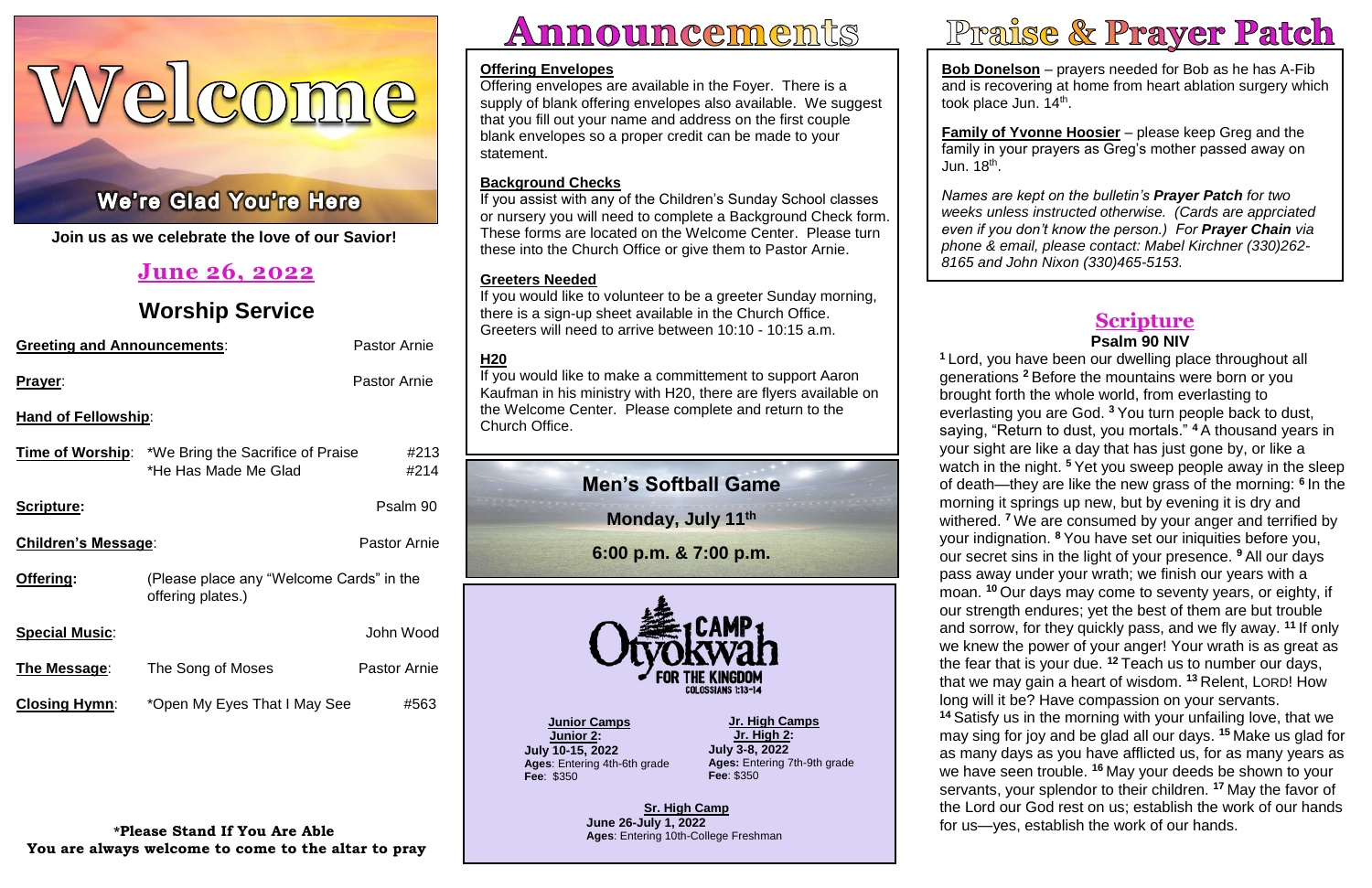# Welcome

## We're Glad You're Here

**Join us as we celebrate the love of our Savior!**

## June 26, 2022

## Worship Service

| | | |
|---|---|---|
| **Greeting and Announcements**: | | Pastor Arnie |
| **Prayer**: | | Pastor Arnie |
| **Hand of Fellowship**: | | |
| **Time of Worship**: | *We Bring the Sacrifice of Praise | #213 |
| | *He Has Made Me Glad | #214 |
| **Scripture:** | | Psalm 90 |
| **Children's Message**: | | Pastor Arnie |
| **Offering:** | (Please place any "Welcome Cards" in the offering plates.) | |
| **Special Music**: | | John Wood |
| **The Message**: | The Song of Moses | Pastor Arnie |
| **Closing Hymn**: | *Open My Eyes That I May See | #563 |

**\*Please Stand If You Are Able**
**You are always welcome to come to the altar to pray**

# Announcements

**Offering Envelopes**
Offering envelopes are available in the Foyer. There is a supply of blank offering envelopes also available. We suggest that you fill out your name and address on the first couple blank envelopes so a proper credit can be made to your statement.

**Background Checks**
If you assist with any of the Children's Sunday School classes or nursery you will need to complete a Background Check form. These forms are located on the Welcome Center. Please turn these into the Church Office or give them to Pastor Arnie.

**Greeters Needed**
If you would like to volunteer to be a greeter Sunday morning, there is a sign-up sheet available in the Church Office. Greeters will need to arrive between 10:10 - 10:15 a.m.

**H20**
If you would like to make a committement to support Aaron Kaufman in his ministry with H20, there are flyers available on the Welcome Center. Please complete and return to the Church Office.

**Men's Softball Game**
**Monday, July 11th**
**6:00 p.m. & 7:00 p.m.**

**CAMP Otyokwah**
**FOR THE KINGDOM**
COLOSSIANS 1:13-14

**Junior Camps**
**Junior 2:**
**July 10-15, 2022**
**Ages**: Entering 4th-6th grade
**Fee**: $350

**Jr. High Camps**
**Jr. High 2:**
**July 3-8, 2022**
**Ages:** Entering 7th-9th grade
**Fee**: $350

**Sr. High Camp**
**June 26-July 1, 2022**
**Ages**: Entering 10th-College Freshman

# Praise & Prayer Patch

**Bob Donelson** – prayers needed for Bob as he has A-Fib and is recovering at home from heart ablation surgery which took place Jun. 14th.

**Family of Yvonne Hoosier** – please keep Greg and the family in your prayers as Greg's mother passed away on Jun. 18th.

*Names are kept on the bulletin's **Prayer Patch** for two weeks unless instructed otherwise. (Cards are apprciated even if you don't know the person.) For **Prayer Chain** via phone & email, please contact: Mabel Kirchner (330)262-8165 and John Nixon (330)465-5153.*

## Scripture

**Psalm 90 NIV**

[1] Lord, you have been our dwelling place throughout all generations [2] Before the mountains were born or you brought forth the whole world, from everlasting to everlasting you are God. [3] You turn people back to dust, saying, "Return to dust, you mortals." [4] A thousand years in your sight are like a day that has just gone by, or like a watch in the night. [5] Yet you sweep people away in the sleep of death—they are like the new grass of the morning: [6] In the morning it springs up new, but by evening it is dry and withered. [7] We are consumed by your anger and terrified by your indignation. [8] You have set our iniquities before you, our secret sins in the light of your presence. [9] All our days pass away under your wrath; we finish our years with a moan. [10] Our days may come to seventy years, or eighty, if our strength endures; yet the best of them are but trouble and sorrow, for they quickly pass, and we fly away. [11] If only we knew the power of your anger! Your wrath is as great as the fear that is your due. [12] Teach us to number our days, that we may gain a heart of wisdom. [13] Relent, LORD! How long will it be? Have compassion on your servants. [14] Satisfy us in the morning with your unfailing love, that we may sing for joy and be glad all our days. [15] Make us glad for as many days as you have afflicted us, for as many years as we have seen trouble. [16] May your deeds be shown to your servants, your splendor to their children. [17] May the favor of the Lord our God rest on us; establish the work of our hands for us—yes, establish the work of our hands.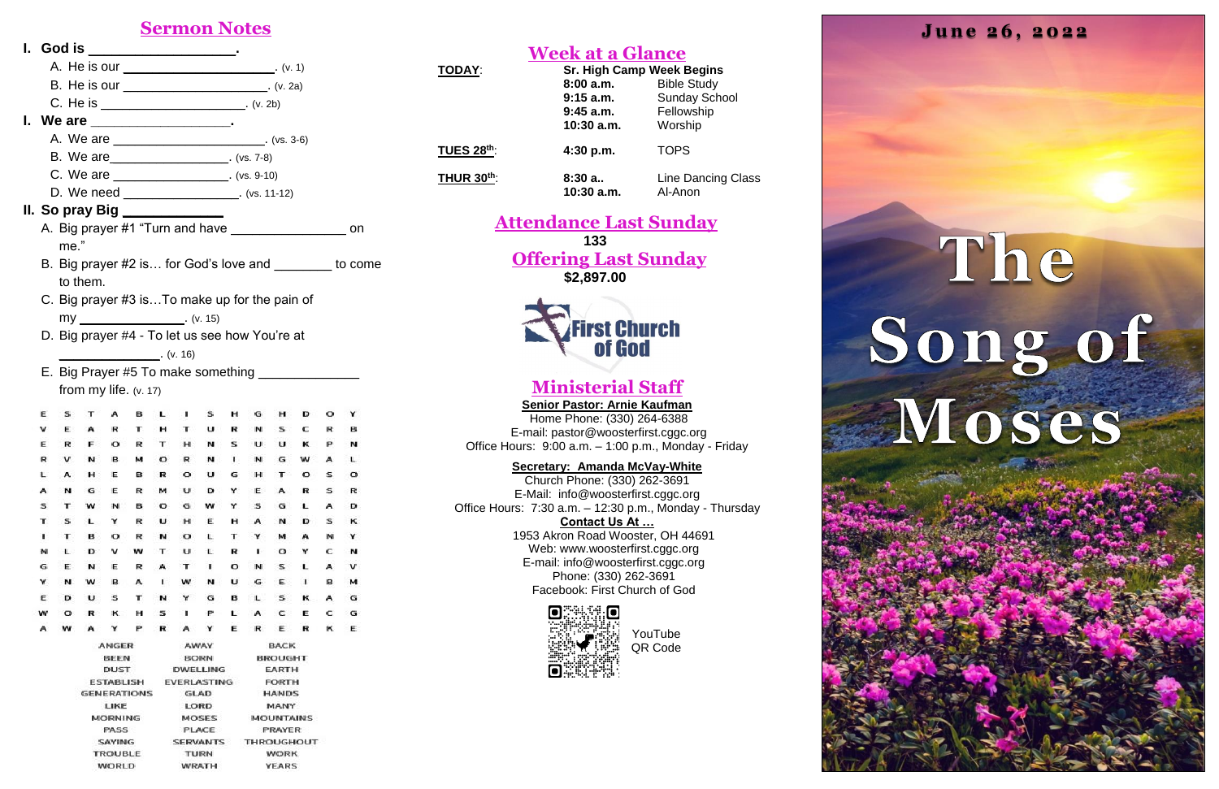## Sermon Notes

**I. God is \_\_\_\_\_\_\_\_\_\_\_\_\_\_\_\_\_\_\_\_.**

A. He is our \_\_\_\_\_\_\_\_\_\_\_\_\_\_\_\_\_\_\_\_\_\_\_\_. (v. 1)

B. He is our \_\_\_\_\_\_\_\_\_\_\_\_\_\_\_\_\_\_\_\_\_\_\_\_. (v. 2a)

C. He is \_\_\_\_\_\_\_\_\_\_\_\_\_\_\_\_\_\_\_\_\_\_\_\_. (v. 2b)

**I. We are \_\_\_\_\_\_\_\_\_\_\_\_\_\_\_\_\_\_\_\_.**

A. We are \_\_\_\_\_\_\_\_\_\_\_\_\_\_\_\_\_\_\_\_\_\_\_\_. (vs. 3-6)

B. We are\_\_\_\_\_\_\_\_\_\_\_\_\_\_\_\_\_\_\_\_. (vs. 7-8)

C. We are \_\_\_\_\_\_\_\_\_\_\_\_\_\_\_\_\_\_\_\_. (vs. 9-10)

D. We need \_\_\_\_\_\_\_\_\_\_\_\_\_\_\_\_\_\_\_\_. (vs. 11-12)

**II. So pray Big \_\_\_\_\_\_\_\_\_\_\_\_\_\_\_\_**

A. Big prayer #1 "Turn and have \_\_\_\_\_\_\_\_\_\_\_\_\_\_\_\_\_\_ on me."

B. Big prayer #2 is… for God's love and \_\_\_\_\_\_\_\_\_\_ to come to them.

C. Big prayer #3 is…To make up for the pain of my \_\_\_\_\_\_\_\_\_\_\_\_\_\_\_\_. (v. 15)

D. Big prayer #4 - To let us see how You're at \_\_\_\_\_\_\_\_\_\_\_\_\_\_\_\_. (v. 16)

E. Big Prayer #5 To make something \_\_\_\_\_\_\_\_\_\_\_\_\_\_\_\_ from my life. (v. 17)

```
E S T A B L I S H G H D O Y
V E A R T H T U R N S C R B
E R F O R T H N S U U K P N
R V N B M O R N I N G W A L
L A H E B R O U G H T O S O
A N G E R M U D Y E A R S R
S T W N B O G W Y S G L A D
T S L Y R U H E H A N D S K
I T B O R N O L T Y M A N Y
N L D V W T U L R I O Y C N
G E N E R A T I O N S L A V
Y N W B A I W N U G E I B M
E D U S T N Y G B L S K A G
W O R K H S I P L A C E C G
A W A Y P R A Y E R E R K E
```

ANGER, AWAY, BACK, BEEN, BORN, BROUGHT, DUST, DWELLING, EARTH, ESTABLISH, EVERLASTING, FORTH, GENERATIONS, GLAD, HANDS, LIKE, LORD, MANY, MORNING, MOSES, MOUNTAINS, PASS, PLACE, PRAYER, SAYING, SERVANTS, THROUGHOUT, TROUBLE, TURN, WORK, WORLD, WRATH, YEARS

## Week at a Glance

**TODAY**: **Sr. High Camp Week Begins**

| | | |
|---|---|---|
| | **8:00 a.m.** | Bible Study |
| | **9:15 a.m.** | Sunday School |
| | **9:45 a.m.** | Fellowship |
| | **10:30 a.m.** | Worship |
| **TUES 28th**: | **4:30 p.m.** | TOPS |
| **THUR 30th**: | **8:30 a..** | Line Dancing Class |
| | **10:30 a.m.** | Al-Anon |

## Attendance Last Sunday

**133**

## Offering Last Sunday

**$2,897.00**

First Church of God

## Ministerial Staff

**Senior Pastor: Arnie Kaufman**
Home Phone: (330) 264-6388
E-mail: pastor@woosterfirst.cggc.org
Office Hours: 9:00 a.m. – 1:00 p.m., Monday - Friday

**Secretary: Amanda McVay-White**
Church Phone: (330) 262-3691
E-Mail: info@woosterfirst.cggc.org
Office Hours: 7:30 a.m. – 12:30 p.m., Monday - Thursday

**Contact Us At …**
1953 Akron Road Wooster, OH 44691
Web: www.woosterfirst.cggc.org
E-mail: info@woosterfirst.cggc.org
Phone: (330) 262-3691
Facebook: First Church of God

YouTube QR Code

**June 26, 2022**

# The Song of Moses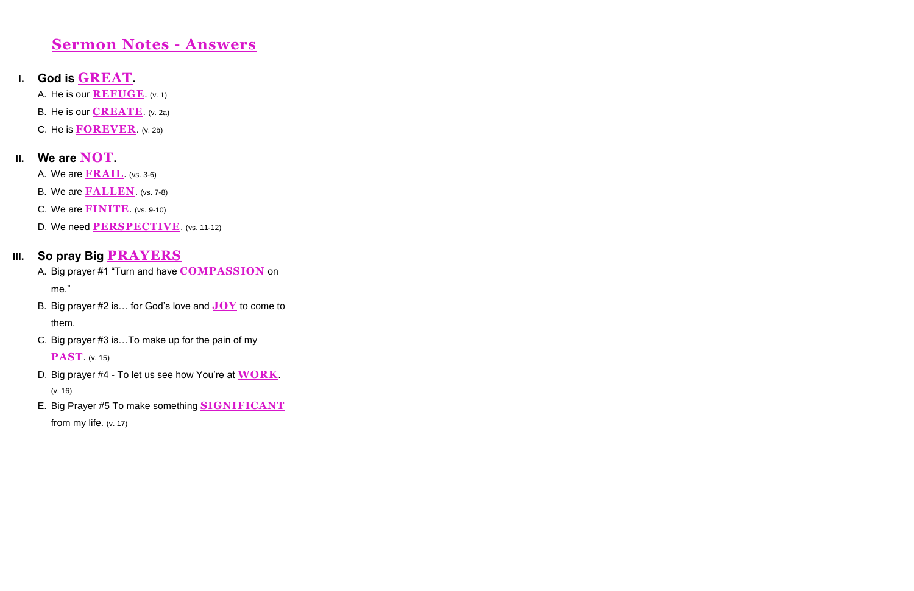# Sermon Notes - Answers

## I. God is GREAT.

A. He is our **REFUGE**. (v. 1)

B. He is our **CREATE**. (v. 2a)

C. He is **FOREVER**. (v. 2b)

## II. We are NOT.

A. We are **FRAIL**. (vs. 3-6)

B. We are **FALLEN**. (vs. 7-8)

C. We are **FINITE**. (vs. 9-10)

D. We need **PERSPECTIVE**. (vs. 11-12)

## III. So pray Big PRAYERS

A. Big prayer #1 "Turn and have **COMPASSION** on me."

B. Big prayer #2 is… for God's love and **JOY** to come to them.

C. Big prayer #3 is…To make up for the pain of my **PAST**. (v. 15)

D. Big prayer #4 - To let us see how You're at **WORK**. (v. 16)

E. Big Prayer #5 To make something **SIGNIFICANT** from my life. (v. 17)